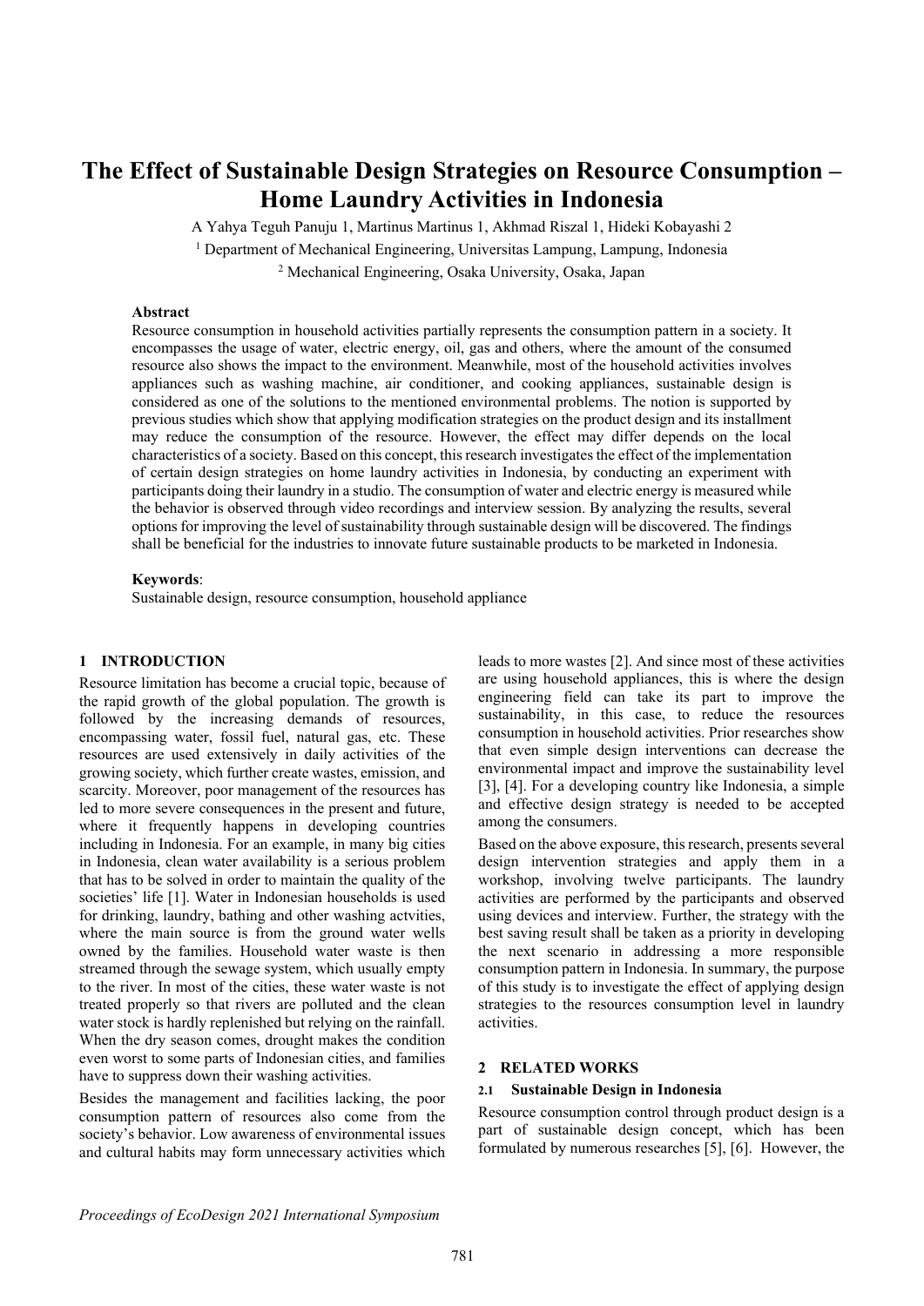# The Effect of Sustainable Design Strategies on Resource Consumption – Home Laundry Activities in Indonesia

A Yahya Teguh Panuju 1, Martinus Martinus 1, Akhmad Riszal 1, Hideki Kobayashi 2

[1] Department of Mechanical Engineering, Universitas Lampung, Lampung, Indonesia

[2] Mechanical Engineering, Osaka University, Osaka, Japan

**Abstract**

Resource consumption in household activities partially represents the consumption pattern in a society. It encompasses the usage of water, electric energy, oil, gas and others, where the amount of the consumed resource also shows the impact to the environment. Meanwhile, most of the household activities involves appliances such as washing machine, air conditioner, and cooking appliances, sustainable design is considered as one of the solutions to the mentioned environmental problems. The notion is supported by previous studies which show that applying modification strategies on the product design and its installment may reduce the consumption of the resource. However, the effect may differ depends on the local characteristics of a society. Based on this concept, this research investigates the effect of the implementation of certain design strategies on home laundry activities in Indonesia, by conducting an experiment with participants doing their laundry in a studio. The consumption of water and electric energy is measured while the behavior is observed through video recordings and interview session. By analyzing the results, several options for improving the level of sustainability through sustainable design will be discovered. The findings shall be beneficial for the industries to innovate future sustainable products to be marketed in Indonesia.

**Keywords**:

Sustainable design, resource consumption, household appliance

## 1 INTRODUCTION

Resource limitation has become a crucial topic, because of the rapid growth of the global population. The growth is followed by the increasing demands of resources, encompassing water, fossil fuel, natural gas, etc. These resources are used extensively in daily activities of the growing society, which further create wastes, emission, and scarcity. Moreover, poor management of the resources has led to more severe consequences in the present and future, where it frequently happens in developing countries including in Indonesia. For an example, in many big cities in Indonesia, clean water availability is a serious problem that has to be solved in order to maintain the quality of the societies' life [1]. Water in Indonesian households is used for drinking, laundry, bathing and other washing actvities, where the main source is from the ground water wells owned by the families. Household water waste is then streamed through the sewage system, which usually empty to the river. In most of the cities, these water waste is not treated properly so that rivers are polluted and the clean water stock is hardly replenished but relying on the rainfall. When the dry season comes, drought makes the condition even worst to some parts of Indonesian cities, and families have to suppress down their washing activities.

Besides the management and facilities lacking, the poor consumption pattern of resources also come from the society's behavior. Low awareness of environmental issues and cultural habits may form unnecessary activities which leads to more wastes [2]. And since most of these activities are using household appliances, this is where the design engineering field can take its part to improve the sustainability, in this case, to reduce the resources consumption in household activities. Prior researches show that even simple design interventions can decrease the environmental impact and improve the sustainability level [3], [4]. For a developing country like Indonesia, a simple and effective design strategy is needed to be accepted among the consumers.

Based on the above exposure, this research, presents several design intervention strategies and apply them in a workshop, involving twelve participants. The laundry activities are performed by the participants and observed using devices and interview. Further, the strategy with the best saving result shall be taken as a priority in developing the next scenario in addressing a more responsible consumption pattern in Indonesia. In summary, the purpose of this study is to investigate the effect of applying design strategies to the resources consumption level in laundry activities.

## 2 RELATED WORKS

### 2.1 Sustainable Design in Indonesia

Resource consumption control through product design is a part of sustainable design concept, which has been formulated by numerous researches [5], [6]. However, the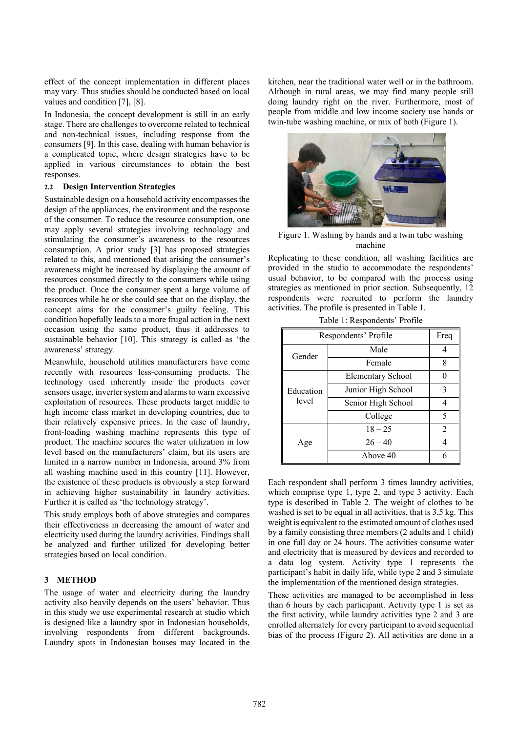effect of the concept implementation in different places may vary. Thus studies should be conducted based on local values and condition [7], [8].

In Indonesia, the concept development is still in an early stage. There are challenges to overcome related to technical and non-technical issues, including response from the consumers [9]. In this case, dealing with human behavior is a complicated topic, where design strategies have to be applied in various circumstances to obtain the best responses.

### 2.2 Design Intervention Strategies

Sustainable design on a household activity encompasses the design of the appliances, the environment and the response of the consumer. To reduce the resource consumption, one may apply several strategies involving technology and stimulating the consumer's awareness to the resources consumption. A prior study [3] has proposed strategies related to this, and mentioned that arising the consumer's awareness might be increased by displaying the amount of resources consumed directly to the consumers while using the product. Once the consumer spent a large volume of resources while he or she could see that on the display, the concept aims for the consumer's guilty feeling. This condition hopefully leads to a more frugal action in the next occasion using the same product, thus it addresses to sustainable behavior [10]. This strategy is called as 'the awareness' strategy.

Meanwhile, household utilities manufacturers have come recently with resources less-consuming products. The technology used inherently inside the products cover sensors usage, inverter system and alarms to warn excessive exploitation of resources. These products target middle to high income class market in developing countries, due to their relatively expensive prices. In the case of laundry, front-loading washing machine represents this type of product. The machine secures the water utilization in low level based on the manufacturers' claim, but its users are limited in a narrow number in Indonesia, around 3% from all washing machine used in this country [11]. However, the existence of these products is obviously a step forward in achieving higher sustainability in laundry activities. Further it is called as 'the technology strategy'.

This study employs both of above strategies and compares their effectiveness in decreasing the amount of water and electricity used during the laundry activities. Findings shall be analyzed and further utilized for developing better strategies based on local condition.

## 3 METHOD

The usage of water and electricity during the laundry activity also heavily depends on the users' behavior. Thus in this study we use experimental research at studio which is designed like a laundry spot in Indonesian households, involving respondents from different backgrounds. Laundry spots in Indonesian houses may located in the kitchen, near the traditional water well or in the bathroom. Although in rural areas, we may find many people still doing laundry right on the river. Furthermore, most of people from middle and low income society use hands or twin-tube washing machine, or mix of both (Figure 1).

Figure 1. Washing by hands and a twin tube washing machine

Replicating to these condition, all washing facilities are provided in the studio to accommodate the respondents' usual behavior, to be compared with the process using strategies as mentioned in prior section. Subsequently, 12 respondents were recruited to perform the laundry activities. The profile is presented in Table 1.

Table 1: Respondents' Profile

| Respondents' Profile | | Freq |
|---|---|---|
| Gender | Male | 4 |
| | Female | 8 |
| Education level | Elementary School | 0 |
| | Junior High School | 3 |
| | Senior High School | 4 |
| | College | 5 |
| Age | 18 – 25 | 2 |
| | 26 – 40 | 4 |
| | Above 40 | 6 |

Each respondent shall perform 3 times laundry activities, which comprise type 1, type 2, and type 3 activity. Each type is described in Table 2. The weight of clothes to be washed is set to be equal in all activities, that is 3,5 kg. This weight is equivalent to the estimated amount of clothes used by a family consisting three members (2 adults and 1 child) in one full day or 24 hours. The activities consume water and electricity that is measured by devices and recorded to a data log system. Activity type 1 represents the participant's habit in daily life, while type 2 and 3 simulate the implementation of the mentioned design strategies.

These activities are managed to be accomplished in less than 6 hours by each participant. Activity type 1 is set as the first activity, while laundry activities type 2 and 3 are enrolled alternately for every participant to avoid sequential bias of the process (Figure 2). All activities are done in a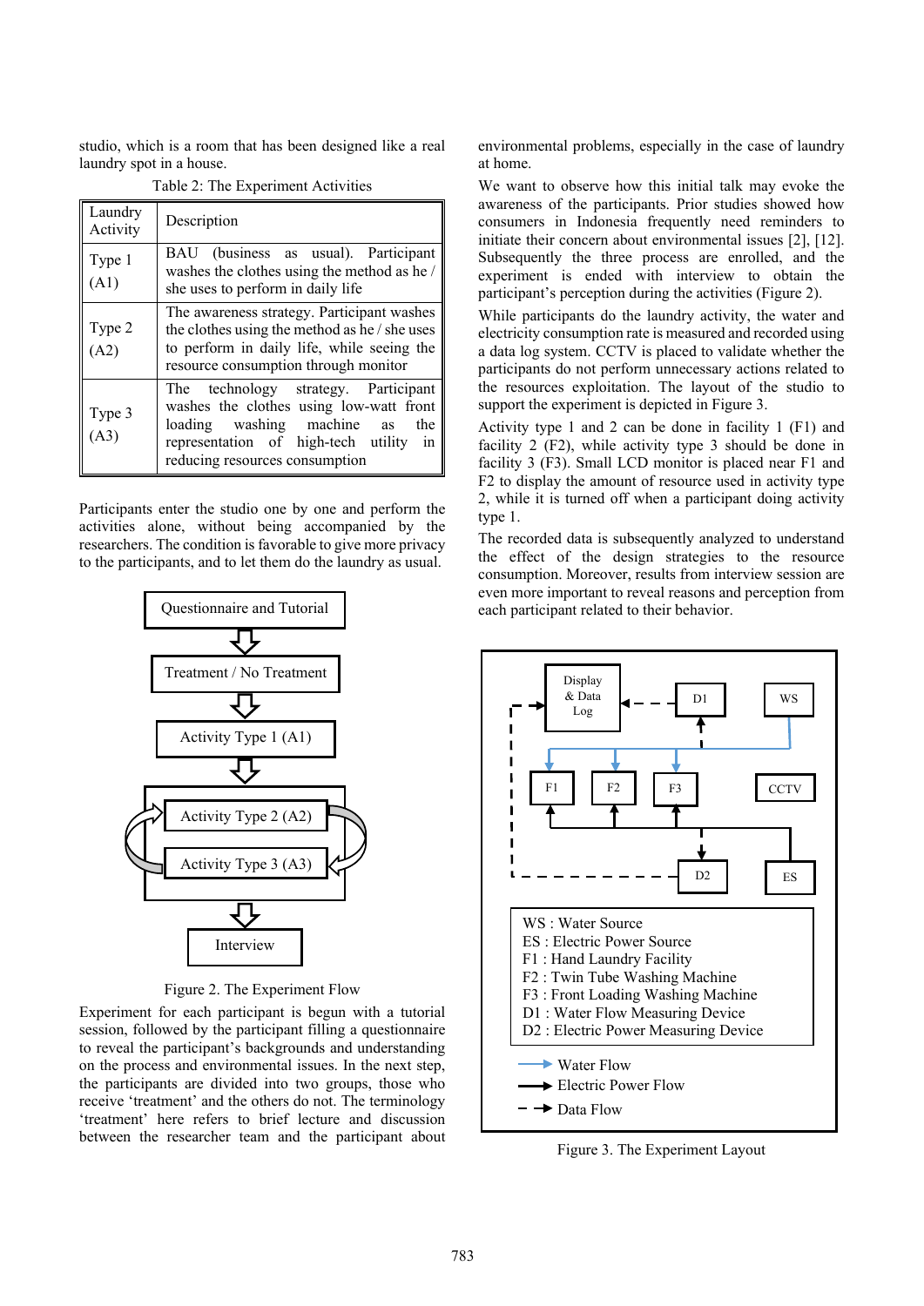studio, which is a room that has been designed like a real laundry spot in a house.

Table 2: The Experiment Activities

| Laundry Activity | Description |
|---|---|
| Type 1 (A1) | BAU (business as usual). Participant washes the clothes using the method as he / she uses to perform in daily life |
| Type 2 (A2) | The awareness strategy. Participant washes the clothes using the method as he / she uses to perform in daily life, while seeing the resource consumption through monitor |
| Type 3 (A3) | The technology strategy. Participant washes the clothes using low-watt front loading washing machine as the representation of high-tech utility in reducing resources consumption |

Participants enter the studio one by one and perform the activities alone, without being accompanied by the researchers. The condition is favorable to give more privacy to the participants, and to let them do the laundry as usual.

Figure 2. The Experiment Flow

Experiment for each participant is begun with a tutorial session, followed by the participant filling a questionnaire to reveal the participant's backgrounds and understanding on the process and environmental issues. In the next step, the participants are divided into two groups, those who receive 'treatment' and the others do not. The terminology 'treatment' here refers to brief lecture and discussion between the researcher team and the participant about environmental problems, especially in the case of laundry at home.

We want to observe how this initial talk may evoke the awareness of the participants. Prior studies showed how consumers in Indonesia frequently need reminders to initiate their concern about environmental issues [2], [12]. Subsequently the three process are enrolled, and the experiment is ended with interview to obtain the participant's perception during the activities (Figure 2).

While participants do the laundry activity, the water and electricity consumption rate is measured and recorded using a data log system. CCTV is placed to validate whether the participants do not perform unnecessary actions related to the resources exploitation. The layout of the studio to support the experiment is depicted in Figure 3.

Activity type 1 and 2 can be done in facility 1 (F1) and facility 2 (F2), while activity type 3 should be done in facility 3 (F3). Small LCD monitor is placed near F1 and F2 to display the amount of resource used in activity type 2, while it is turned off when a participant doing activity type 1.

The recorded data is subsequently analyzed to understand the effect of the design strategies to the resource consumption. Moreover, results from interview session are even more important to reveal reasons and perception from each participant related to their behavior.

Figure 3. The Experiment Layout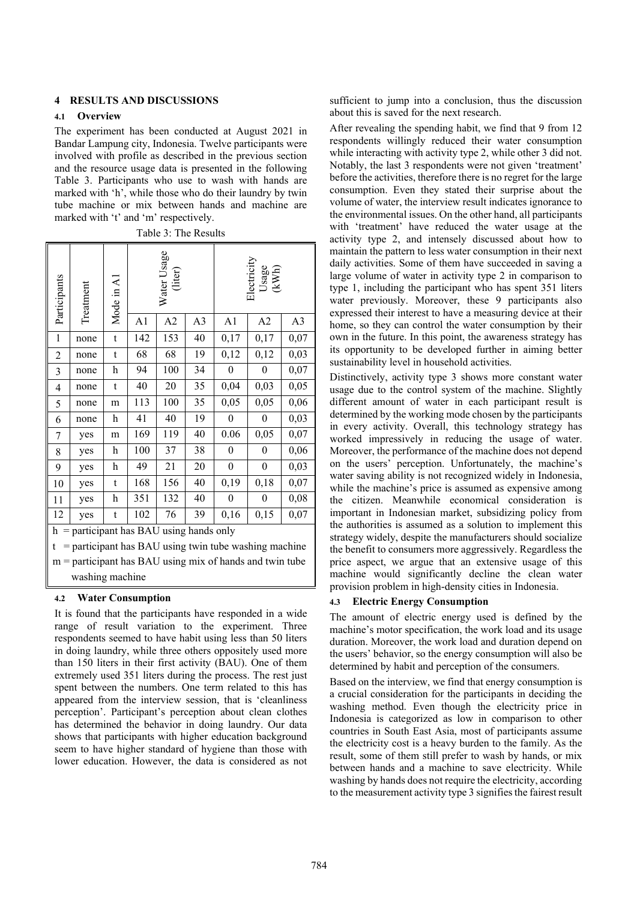## 4 RESULTS AND DISCUSSIONS

### 4.1 Overview

The experiment has been conducted at August 2021 in Bandar Lampung city, Indonesia. Twelve participants were involved with profile as described in the previous section and the resource usage data is presented in the following Table 3. Participants who use to wash with hands are marked with 'h', while those who do their laundry by twin tube machine or mix between hands and machine are marked with 't' and 'm' respectively.

Table 3: The Results

| Participants | Treatment | Mode in A1 | Water Usage (liter) | | | Electricity Usage (kWh) | | |
|---|---|---|---|---|---|---|---|---|
| | | | A1 | A2 | A3 | A1 | A2 | A3 |
| 1 | none | t | 142 | 153 | 40 | 0,17 | 0,17 | 0,07 |
| 2 | none | t | 68 | 68 | 19 | 0,12 | 0,12 | 0,03 |
| 3 | none | h | 94 | 100 | 34 | 0 | 0 | 0,07 |
| 4 | none | t | 40 | 20 | 35 | 0,04 | 0,03 | 0,05 |
| 5 | none | m | 113 | 100 | 35 | 0,05 | 0,05 | 0,06 |
| 6 | none | h | 41 | 40 | 19 | 0 | 0 | 0,03 |
| 7 | yes | m | 169 | 119 | 40 | 0.06 | 0,05 | 0,07 |
| 8 | yes | h | 100 | 37 | 38 | 0 | 0 | 0,06 |
| 9 | yes | h | 49 | 21 | 20 | 0 | 0 | 0,03 |
| 10 | yes | t | 168 | 156 | 40 | 0,19 | 0,18 | 0,07 |
| 11 | yes | h | 351 | 132 | 40 | 0 | 0 | 0,08 |
| 12 | yes | t | 102 | 76 | 39 | 0,16 | 0,15 | 0,07 |

h = participant has BAU using hands only

t = participant has BAU using twin tube washing machine

m = participant has BAU using mix of hands and twin tube washing machine

### 4.2 Water Consumption

It is found that the participants have responded in a wide range of result variation to the experiment. Three respondents seemed to have habit using less than 50 liters in doing laundry, while three others oppositely used more than 150 liters in their first activity (BAU). One of them extremely used 351 liters during the process. The rest just spent between the numbers. One term related to this has appeared from the interview session, that is 'cleanliness perception'. Participant's perception about clean clothes has determined the behavior in doing laundry. Our data shows that participants with higher education background seem to have higher standard of hygiene than those with lower education. However, the data is considered as not sufficient to jump into a conclusion, thus the discussion about this is saved for the next research.

After revealing the spending habit, we find that 9 from 12 respondents willingly reduced their water consumption while interacting with activity type 2, while other 3 did not. Notably, the last 3 respondents were not given 'treatment' before the activities, therefore there is no regret for the large consumption. Even they stated their surprise about the volume of water, the interview result indicates ignorance to the environmental issues. On the other hand, all participants with 'treatment' have reduced the water usage at the activity type 2, and intensely discussed about how to maintain the pattern to less water consumption in their next daily activities. Some of them have succeeded in saving a large volume of water in activity type 2 in comparison to type 1, including the participant who has spent 351 liters water previously. Moreover, these 9 participants also expressed their interest to have a measuring device at their home, so they can control the water consumption by their own in the future. In this point, the awareness strategy has its opportunity to be developed further in aiming better sustainability level in household activities.

Distinctively, activity type 3 shows more constant water usage due to the control system of the machine. Slightly different amount of water in each participant result is determined by the working mode chosen by the participants in every activity. Overall, this technology strategy has worked impressively in reducing the usage of water. Moreover, the performance of the machine does not depend on the users' perception. Unfortunately, the machine's water saving ability is not recognized widely in Indonesia, while the machine's price is assumed as expensive among the citizen. Meanwhile economical consideration is important in Indonesian market, subsidizing policy from the authorities is assumed as a solution to implement this strategy widely, despite the manufacturers should socialize the benefit to consumers more aggressively. Regardless the price aspect, we argue that an extensive usage of this machine would significantly decline the clean water provision problem in high-density cities in Indonesia.

### 4.3 Electric Energy Consumption

The amount of electric energy used is defined by the machine's motor specification, the work load and its usage duration. Moreover, the work load and duration depend on the users' behavior, so the energy consumption will also be determined by habit and perception of the consumers.

Based on the interview, we find that energy consumption is a crucial consideration for the participants in deciding the washing method. Even though the electricity price in Indonesia is categorized as low in comparison to other countries in South East Asia, most of participants assume the electricity cost is a heavy burden to the family. As the result, some of them still prefer to wash by hands, or mix between hands and a machine to save electricity. While washing by hands does not require the electricity, according to the measurement activity type 3 signifies the fairest result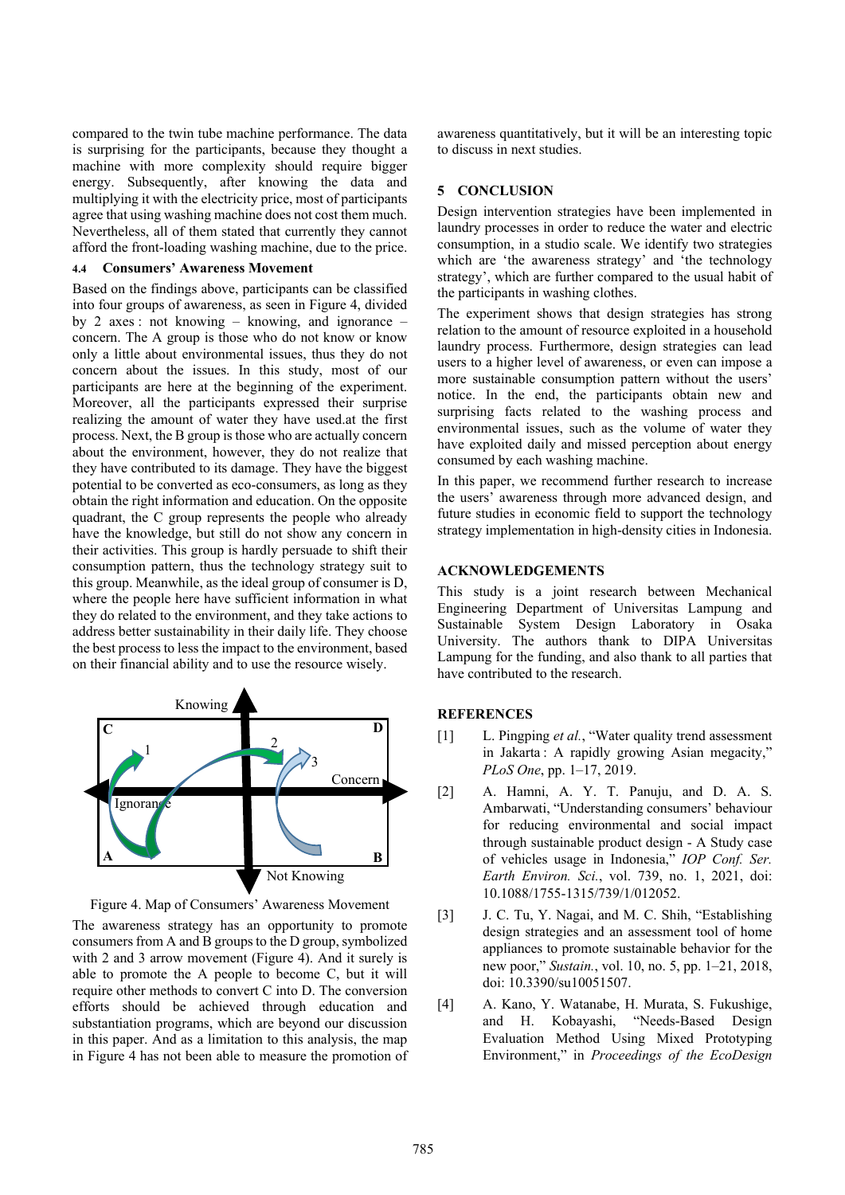compared to the twin tube machine performance. The data is surprising for the participants, because they thought a machine with more complexity should require bigger energy. Subsequently, after knowing the data and multiplying it with the electricity price, most of participants agree that using washing machine does not cost them much. Nevertheless, all of them stated that currently they cannot afford the front-loading washing machine, due to the price.

### 4.4 Consumers' Awareness Movement

Based on the findings above, participants can be classified into four groups of awareness, as seen in Figure 4, divided by 2 axes : not knowing – knowing, and ignorance – concern. The A group is those who do not know or know only a little about environmental issues, thus they do not concern about the issues. In this study, most of our participants are here at the beginning of the experiment. Moreover, all the participants expressed their surprise realizing the amount of water they have used.at the first process. Next, the B group is those who are actually concern about the environment, however, they do not realize that they have contributed to its damage. They have the biggest potential to be converted as eco-consumers, as long as they obtain the right information and education. On the opposite quadrant, the C group represents the people who already have the knowledge, but still do not show any concern in their activities. This group is hardly persuade to shift their consumption pattern, thus the technology strategy suit to this group. Meanwhile, as the ideal group of consumer is D, where the people here have sufficient information in what they do related to the environment, and they take actions to address better sustainability in their daily life. They choose the best process to less the impact to the environment, based on their financial ability and to use the resource wisely.

Figure 4. Map of Consumers' Awareness Movement

The awareness strategy has an opportunity to promote consumers from A and B groups to the D group, symbolized with 2 and 3 arrow movement (Figure 4). And it surely is able to promote the A people to become C, but it will require other methods to convert C into D. The conversion efforts should be achieved through education and substantiation programs, which are beyond our discussion in this paper. And as a limitation to this analysis, the map in Figure 4 has not been able to measure the promotion of awareness quantitatively, but it will be an interesting topic to discuss in next studies.

## 5 CONCLUSION

Design intervention strategies have been implemented in laundry processes in order to reduce the water and electric consumption, in a studio scale. We identify two strategies which are 'the awareness strategy' and 'the technology strategy', which are further compared to the usual habit of the participants in washing clothes.

The experiment shows that design strategies has strong relation to the amount of resource exploited in a household laundry process. Furthermore, design strategies can lead users to a higher level of awareness, or even can impose a more sustainable consumption pattern without the users' notice. In the end, the participants obtain new and surprising facts related to the washing process and environmental issues, such as the volume of water they have exploited daily and missed perception about energy consumed by each washing machine.

In this paper, we recommend further research to increase the users' awareness through more advanced design, and future studies in economic field to support the technology strategy implementation in high-density cities in Indonesia.

## ACKNOWLEDGEMENTS

This study is a joint research between Mechanical Engineering Department of Universitas Lampung and Sustainable System Design Laboratory in Osaka University. The authors thank to DIPA Universitas Lampung for the funding, and also thank to all parties that have contributed to the research.

## REFERENCES

[1] L. Pingping *et al.*, "Water quality trend assessment in Jakarta : A rapidly growing Asian megacity," *PLoS One*, pp. 1–17, 2019.

[2] A. Hamni, A. Y. T. Panuju, and D. A. S. Ambarwati, "Understanding consumers' behaviour for reducing environmental and social impact through sustainable product design - A Study case of vehicles usage in Indonesia," *IOP Conf. Ser. Earth Environ. Sci.*, vol. 739, no. 1, 2021, doi: 10.1088/1755-1315/739/1/012052.

[3] J. C. Tu, Y. Nagai, and M. C. Shih, "Establishing design strategies and an assessment tool of home appliances to promote sustainable behavior for the new poor," *Sustain.*, vol. 10, no. 5, pp. 1–21, 2018, doi: 10.3390/su10051507.

[4] A. Kano, Y. Watanabe, H. Murata, S. Fukushige, and H. Kobayashi, "Needs-Based Design Evaluation Method Using Mixed Prototyping Environment," in *Proceedings of the EcoDesign*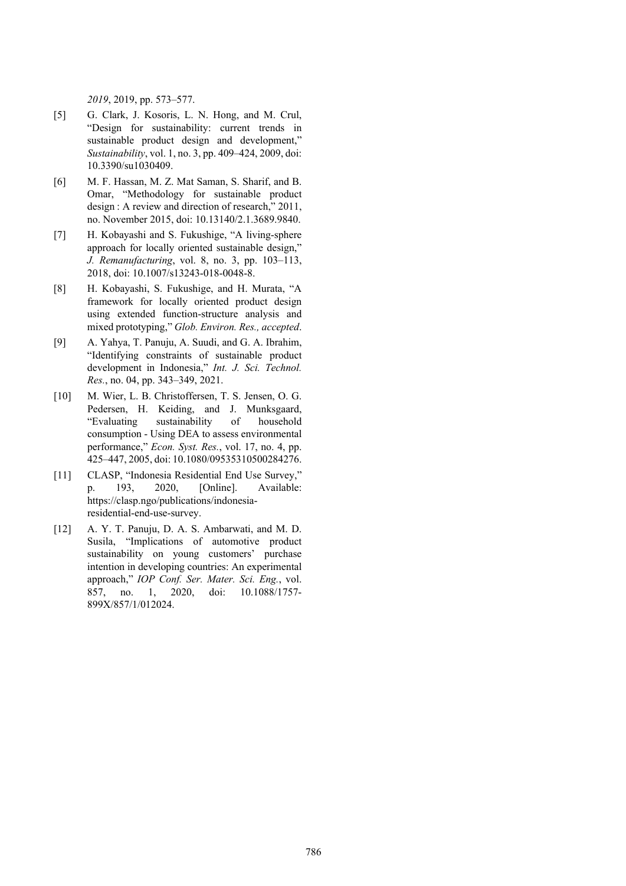*2019*, 2019, pp. 573–577.

[5] G. Clark, J. Kosoris, L. N. Hong, and M. Crul, "Design for sustainability: current trends in sustainable product design and development," *Sustainability*, vol. 1, no. 3, pp. 409–424, 2009, doi: 10.3390/su1030409.

[6] M. F. Hassan, M. Z. Mat Saman, S. Sharif, and B. Omar, "Methodology for sustainable product design : A review and direction of research," 2011, no. November 2015, doi: 10.13140/2.1.3689.9840.

[7] H. Kobayashi and S. Fukushige, "A living-sphere approach for locally oriented sustainable design," *J. Remanufacturing*, vol. 8, no. 3, pp. 103–113, 2018, doi: 10.1007/s13243-018-0048-8.

[8] H. Kobayashi, S. Fukushige, and H. Murata, "A framework for locally oriented product design using extended function-structure analysis and mixed prototyping," *Glob. Environ. Res., accepted*.

[9] A. Yahya, T. Panuju, A. Suudi, and G. A. Ibrahim, "Identifying constraints of sustainable product development in Indonesia," *Int. J. Sci. Technol. Res.*, no. 04, pp. 343–349, 2021.

[10] M. Wier, L. B. Christoffersen, T. S. Jensen, O. G. Pedersen, H. Keiding, and J. Munksgaard, "Evaluating sustainability of household consumption - Using DEA to assess environmental performance," *Econ. Syst. Res.*, vol. 17, no. 4, pp. 425–447, 2005, doi: 10.1080/09535310500284276.

[11] CLASP, "Indonesia Residential End Use Survey," p. 193, 2020, [Online]. Available: https://clasp.ngo/publications/indonesia-residential-end-use-survey.

[12] A. Y. T. Panuju, D. A. S. Ambarwati, and M. D. Susila, "Implications of automotive product sustainability on young customers' purchase intention in developing countries: An experimental approach," *IOP Conf. Ser. Mater. Sci. Eng.*, vol. 857, no. 1, 2020, doi: 10.1088/1757-899X/857/1/012024.